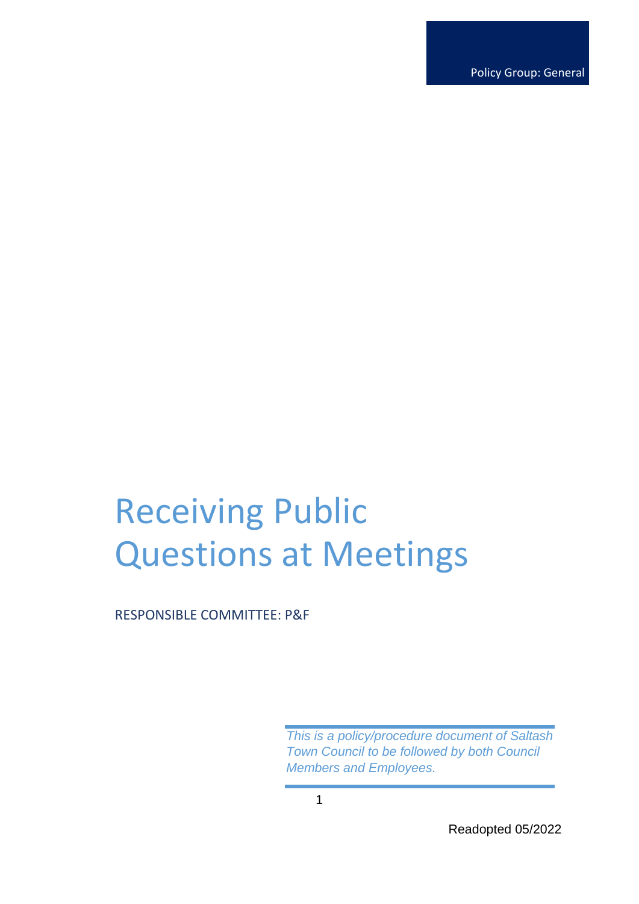Policy Group: General

# Receiving Public Questions at Meetings

RESPONSIBLE COMMITTEE: P&F

*This is a policy/procedure document of Saltash Town Council to be followed by both Council Members and Employees.*

Readopted 05/2022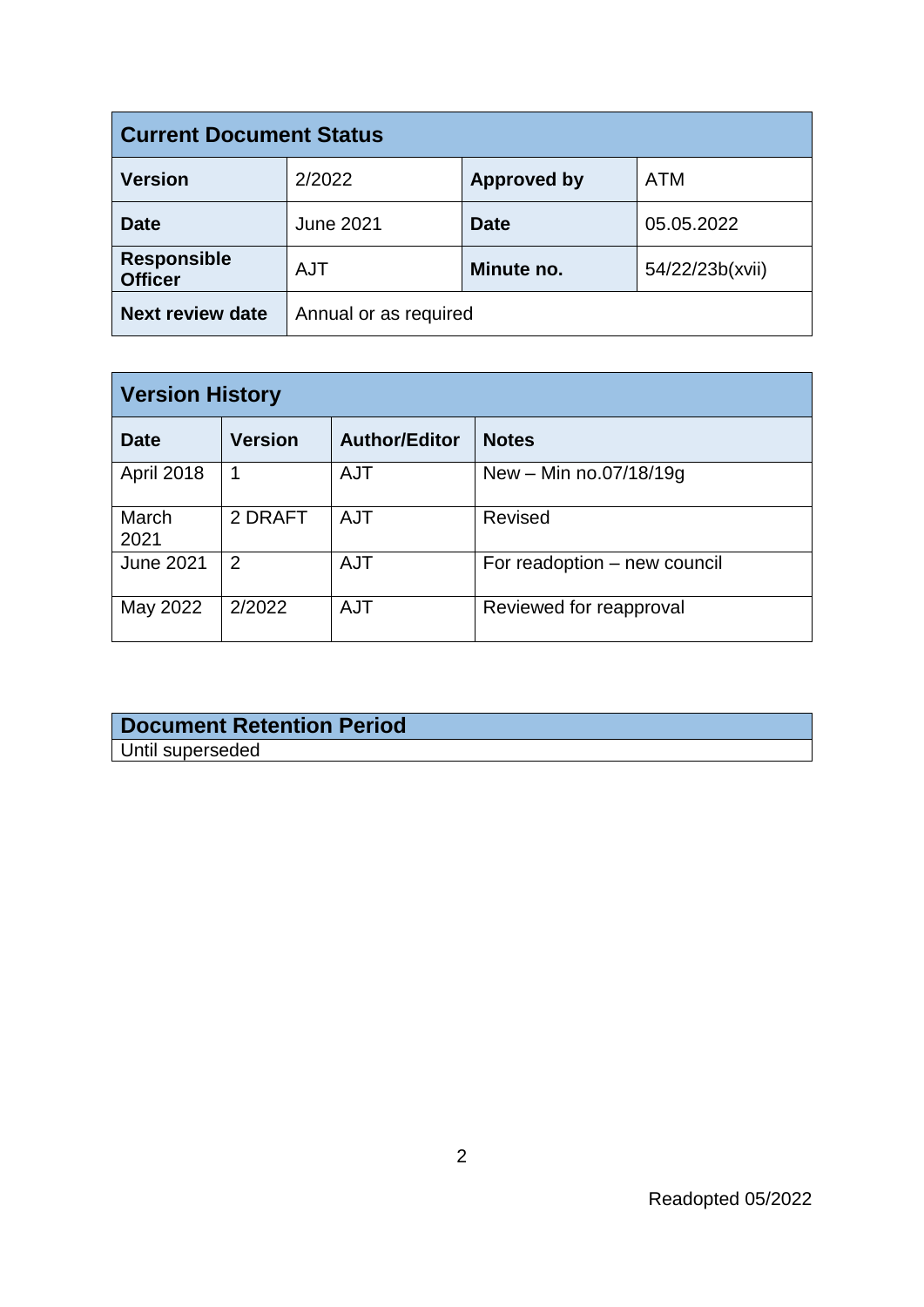| Current Document Status | | | |
|---|---|---|---|
| **Version** | 2/2022 | **Approved by** | ATM |
| **Date** | June 2021 | **Date** | 05.05.2022 |
| **Responsible Officer** | AJT | **Minute no.** | 54/22/23b(xvii) |
| **Next review date** | Annual or as required | | |

| Version History | | | |
|---|---|---|---|
| **Date** | **Version** | **Author/Editor** | **Notes** |
| April 2018 | 1 | AJT | New – Min no.07/18/19g |
| March 2021 | 2 DRAFT | AJT | Revised |
| June 2021 | 2 | AJT | For readoption – new council |
| May 2022 | 2/2022 | AJT | Reviewed for reapproval |

| Document Retention Period |
|---|
| Until superseded |

Readopted 05/2022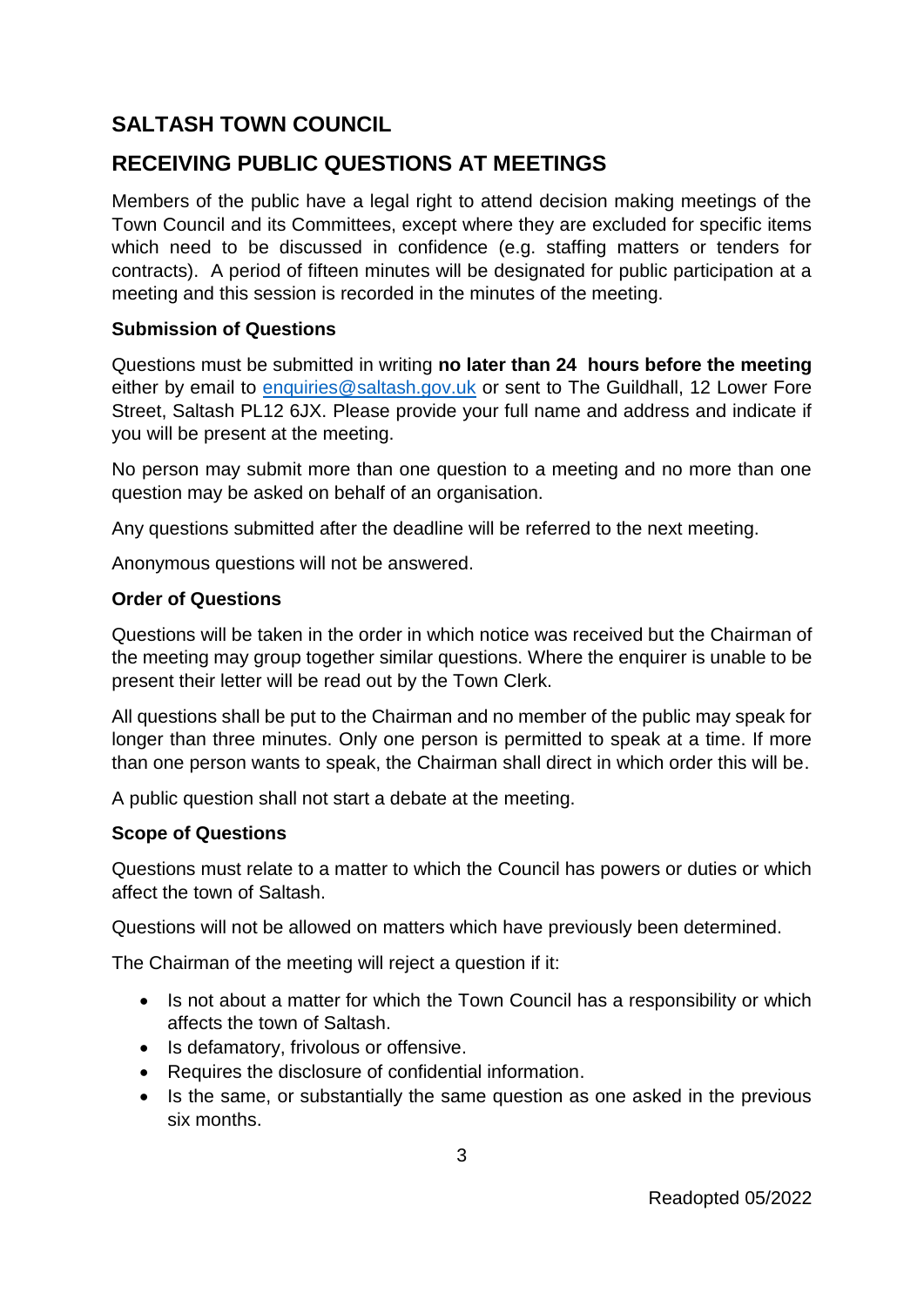## SALTASH TOWN COUNCIL

## RECEIVING PUBLIC QUESTIONS AT MEETINGS

Members of the public have a legal right to attend decision making meetings of the Town Council and its Committees, except where they are excluded for specific items which need to be discussed in confidence (e.g. staffing matters or tenders for contracts). A period of fifteen minutes will be designated for public participation at a meeting and this session is recorded in the minutes of the meeting.

### Submission of Questions

Questions must be submitted in writing **no later than 24 hours before the meeting** either by email to enquiries@saltash.gov.uk or sent to The Guildhall, 12 Lower Fore Street, Saltash PL12 6JX. Please provide your full name and address and indicate if you will be present at the meeting.

No person may submit more than one question to a meeting and no more than one question may be asked on behalf of an organisation.

Any questions submitted after the deadline will be referred to the next meeting.

Anonymous questions will not be answered.

### Order of Questions

Questions will be taken in the order in which notice was received but the Chairman of the meeting may group together similar questions. Where the enquirer is unable to be present their letter will be read out by the Town Clerk.

All questions shall be put to the Chairman and no member of the public may speak for longer than three minutes. Only one person is permitted to speak at a time. If more than one person wants to speak, the Chairman shall direct in which order this will be.

A public question shall not start a debate at the meeting.

### Scope of Questions

Questions must relate to a matter to which the Council has powers or duties or which affect the town of Saltash.

Questions will not be allowed on matters which have previously been determined.

The Chairman of the meeting will reject a question if it:

- Is not about a matter for which the Town Council has a responsibility or which affects the town of Saltash.
- Is defamatory, frivolous or offensive.
- Requires the disclosure of confidential information.
- Is the same, or substantially the same question as one asked in the previous six months.

Readopted 05/2022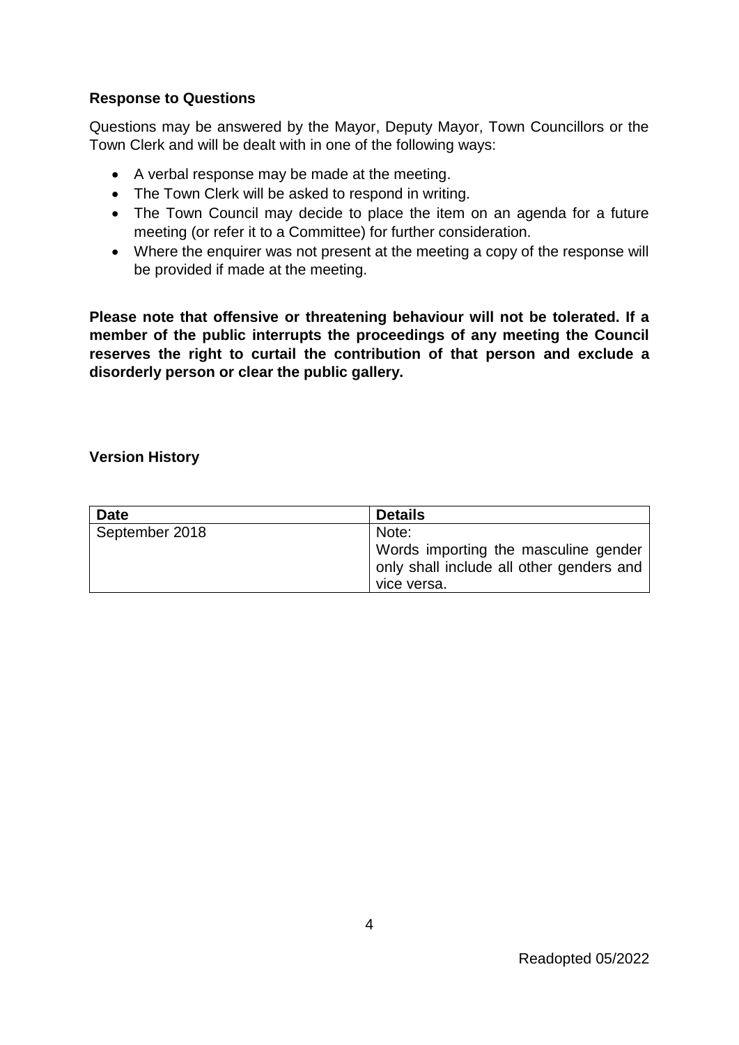**Response to Questions**

Questions may be answered by the Mayor, Deputy Mayor, Town Councillors or the Town Clerk and will be dealt with in one of the following ways:

- A verbal response may be made at the meeting.
- The Town Clerk will be asked to respond in writing.
- The Town Council may decide to place the item on an agenda for a future meeting (or refer it to a Committee) for further consideration.
- Where the enquirer was not present at the meeting a copy of the response will be provided if made at the meeting.

**Please note that offensive or threatening behaviour will not be tolerated. If a member of the public interrupts the proceedings of any meeting the Council reserves the right to curtail the contribution of that person and exclude a disorderly person or clear the public gallery.**

**Version History**

| Date | Details |
|---|---|
| September 2018 | Note:<br>Words importing the masculine gender only shall include all other genders and vice versa. |

Readopted 05/2022